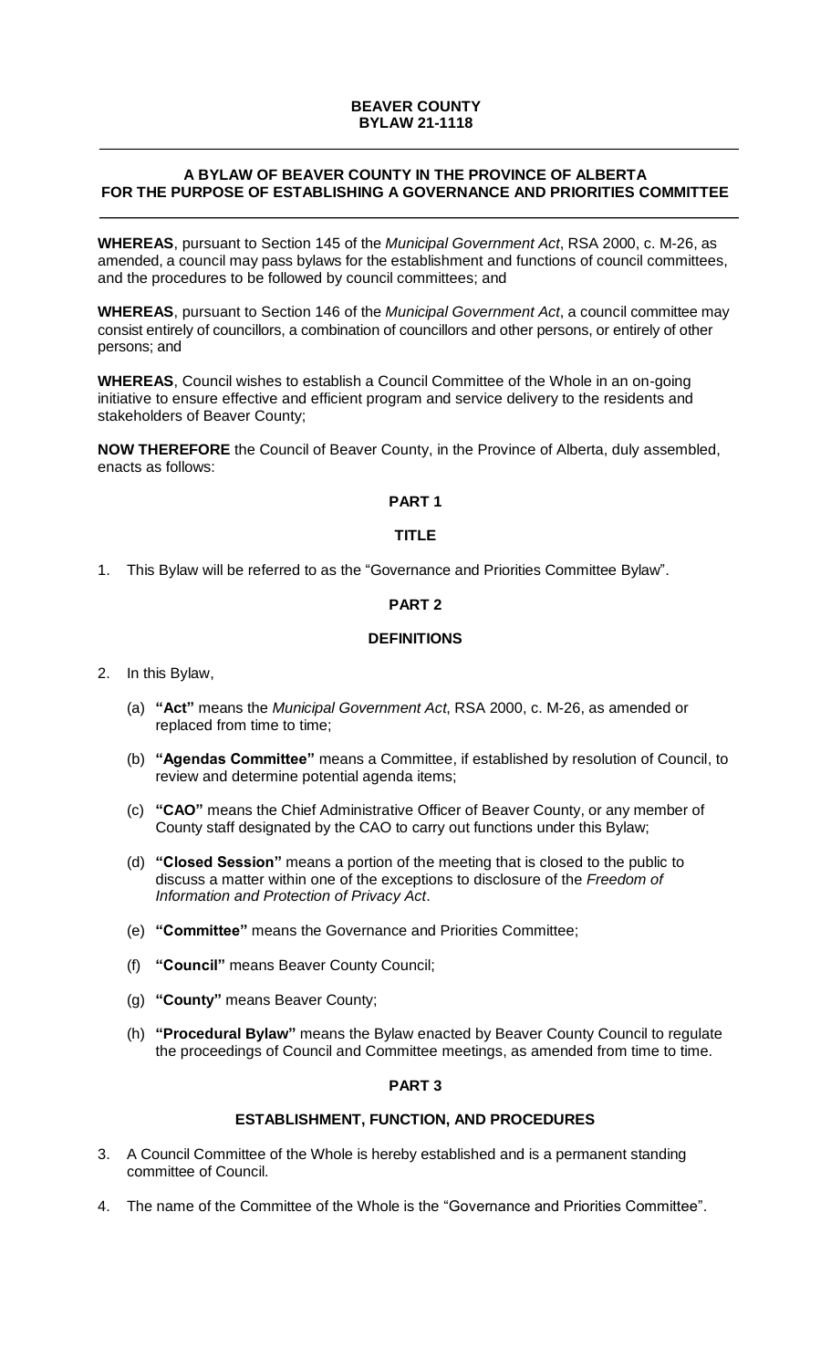**BEAVER COUNTY**
**BYLAW 21-1118**

---

# A BYLAW OF BEAVER COUNTY IN THE PROVINCE OF ALBERTA FOR THE PURPOSE OF ESTABLISHING A GOVERNANCE AND PRIORITIES COMMITTEE

---

**WHEREAS**, pursuant to Section 145 of the *Municipal Government Act*, RSA 2000, c. M-26, as amended, a council may pass bylaws for the establishment and functions of council committees, and the procedures to be followed by council committees; and

**WHEREAS**, pursuant to Section 146 of the *Municipal Government Act*, a council committee may consist entirely of councillors, a combination of councillors and other persons, or entirely of other persons; and

**WHEREAS**, Council wishes to establish a Council Committee of the Whole in an on-going initiative to ensure effective and efficient program and service delivery to the residents and stakeholders of Beaver County;

**NOW THEREFORE** the Council of Beaver County, in the Province of Alberta, duly assembled, enacts as follows:

## PART 1

## TITLE

1. This Bylaw will be referred to as the "Governance and Priorities Committee Bylaw".

## PART 2

## DEFINITIONS

2. In this Bylaw,

   (a) **"Act"** means the *Municipal Government Act*, RSA 2000, c. M-26, as amended or replaced from time to time;

   (b) **"Agendas Committee"** means a Committee, if established by resolution of Council, to review and determine potential agenda items;

   (c) **"CAO"** means the Chief Administrative Officer of Beaver County, or any member of County staff designated by the CAO to carry out functions under this Bylaw;

   (d) **"Closed Session"** means a portion of the meeting that is closed to the public to discuss a matter within one of the exceptions to disclosure of the *Freedom of Information and Protection of Privacy Act*.

   (e) **"Committee"** means the Governance and Priorities Committee;

   (f) **"Council"** means Beaver County Council;

   (g) **"County"** means Beaver County;

   (h) **"Procedural Bylaw"** means the Bylaw enacted by Beaver County Council to regulate the proceedings of Council and Committee meetings, as amended from time to time.

## PART 3

## ESTABLISHMENT, FUNCTION, AND PROCEDURES

3. A Council Committee of the Whole is hereby established and is a permanent standing committee of Council.

4. The name of the Committee of the Whole is the "Governance and Priorities Committee".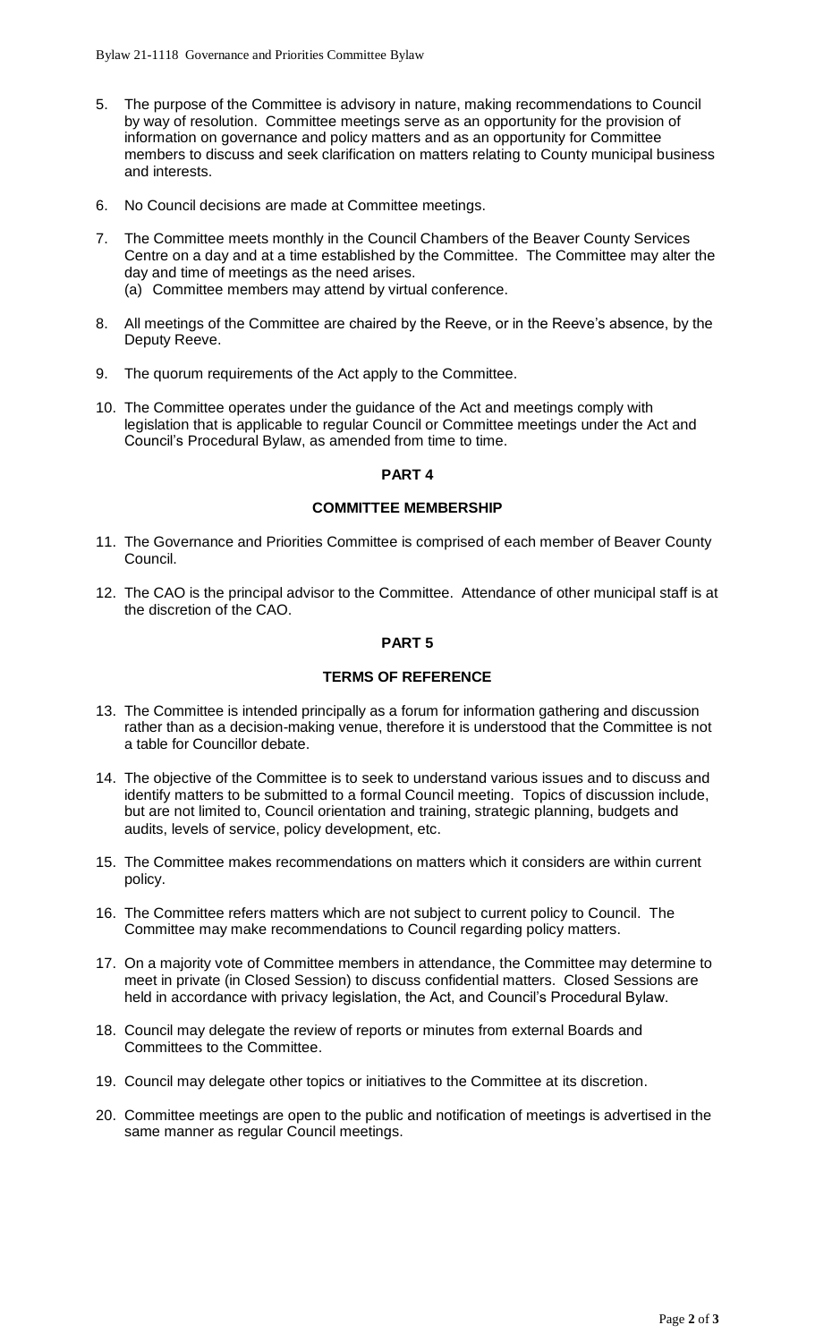5. The purpose of the Committee is advisory in nature, making recommendations to Council by way of resolution. Committee meetings serve as an opportunity for the provision of information on governance and policy matters and as an opportunity for Committee members to discuss and seek clarification on matters relating to County municipal business and interests.

6. No Council decisions are made at Committee meetings.

7. The Committee meets monthly in the Council Chambers of the Beaver County Services Centre on a day and at a time established by the Committee. The Committee may alter the day and time of meetings as the need arises.
   (a) Committee members may attend by virtual conference.

8. All meetings of the Committee are chaired by the Reeve, or in the Reeve's absence, by the Deputy Reeve.

9. The quorum requirements of the Act apply to the Committee.

10. The Committee operates under the guidance of the Act and meetings comply with legislation that is applicable to regular Council or Committee meetings under the Act and Council's Procedural Bylaw, as amended from time to time.

## PART 4

## COMMITTEE MEMBERSHIP

11. The Governance and Priorities Committee is comprised of each member of Beaver County Council.

12. The CAO is the principal advisor to the Committee. Attendance of other municipal staff is at the discretion of the CAO.

## PART 5

## TERMS OF REFERENCE

13. The Committee is intended principally as a forum for information gathering and discussion rather than as a decision-making venue, therefore it is understood that the Committee is not a table for Councillor debate.

14. The objective of the Committee is to seek to understand various issues and to discuss and identify matters to be submitted to a formal Council meeting. Topics of discussion include, but are not limited to, Council orientation and training, strategic planning, budgets and audits, levels of service, policy development, etc.

15. The Committee makes recommendations on matters which it considers are within current policy.

16. The Committee refers matters which are not subject to current policy to Council. The Committee may make recommendations to Council regarding policy matters.

17. On a majority vote of Committee members in attendance, the Committee may determine to meet in private (in Closed Session) to discuss confidential matters. Closed Sessions are held in accordance with privacy legislation, the Act, and Council's Procedural Bylaw.

18. Council may delegate the review of reports or minutes from external Boards and Committees to the Committee.

19. Council may delegate other topics or initiatives to the Committee at its discretion.

20. Committee meetings are open to the public and notification of meetings is advertised in the same manner as regular Council meetings.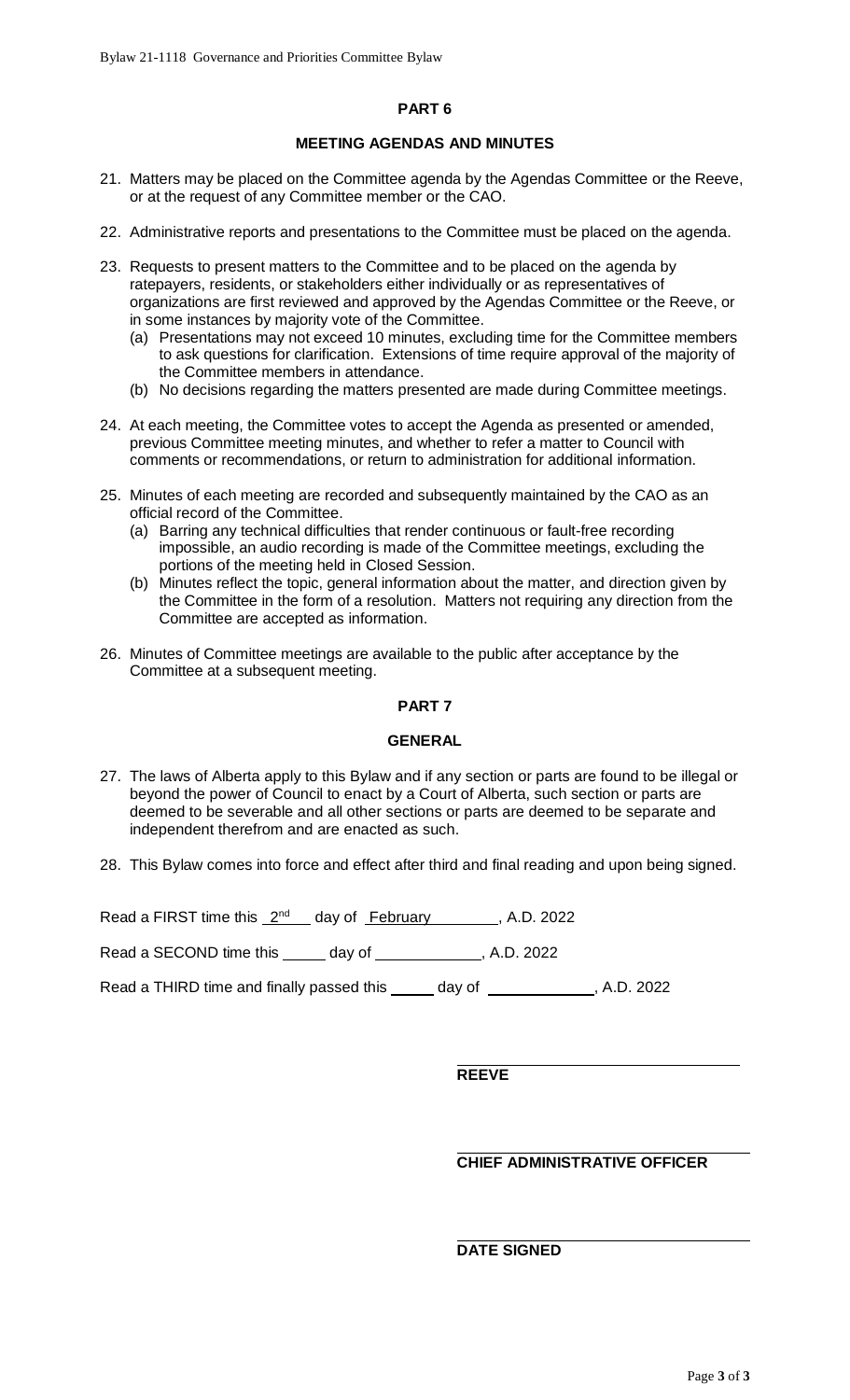## PART 6

## MEETING AGENDAS AND MINUTES

21. Matters may be placed on the Committee agenda by the Agendas Committee or the Reeve, or at the request of any Committee member or the CAO.

22. Administrative reports and presentations to the Committee must be placed on the agenda.

23. Requests to present matters to the Committee and to be placed on the agenda by ratepayers, residents, or stakeholders either individually or as representatives of organizations are first reviewed and approved by the Agendas Committee or the Reeve, or in some instances by majority vote of the Committee.
    (a) Presentations may not exceed 10 minutes, excluding time for the Committee members to ask questions for clarification. Extensions of time require approval of the majority of the Committee members in attendance.
    (b) No decisions regarding the matters presented are made during Committee meetings.

24. At each meeting, the Committee votes to accept the Agenda as presented or amended, previous Committee meeting minutes, and whether to refer a matter to Council with comments or recommendations, or return to administration for additional information.

25. Minutes of each meeting are recorded and subsequently maintained by the CAO as an official record of the Committee.
    (a) Barring any technical difficulties that render continuous or fault-free recording impossible, an audio recording is made of the Committee meetings, excluding the portions of the meeting held in Closed Session.
    (b) Minutes reflect the topic, general information about the matter, and direction given by the Committee in the form of a resolution. Matters not requiring any direction from the Committee are accepted as information.

26. Minutes of Committee meetings are available to the public after acceptance by the Committee at a subsequent meeting.

## PART 7

## GENERAL

27. The laws of Alberta apply to this Bylaw and if any section or parts are found to be illegal or beyond the power of Council to enact by a Court of Alberta, such section or parts are deemed to be severable and all other sections or parts are deemed to be separate and independent therefrom and are enacted as such.

28. This Bylaw comes into force and effect after third and final reading and upon being signed.

Read a FIRST time this 2nd day of February, A.D. 2022

Read a SECOND time this _____ day of ____________, A.D. 2022

Read a THIRD time and finally passed this _____ day of ____________, A.D. 2022

______________________________
**REEVE**

______________________________
**CHIEF ADMINISTRATIVE OFFICER**

______________________________
**DATE SIGNED**